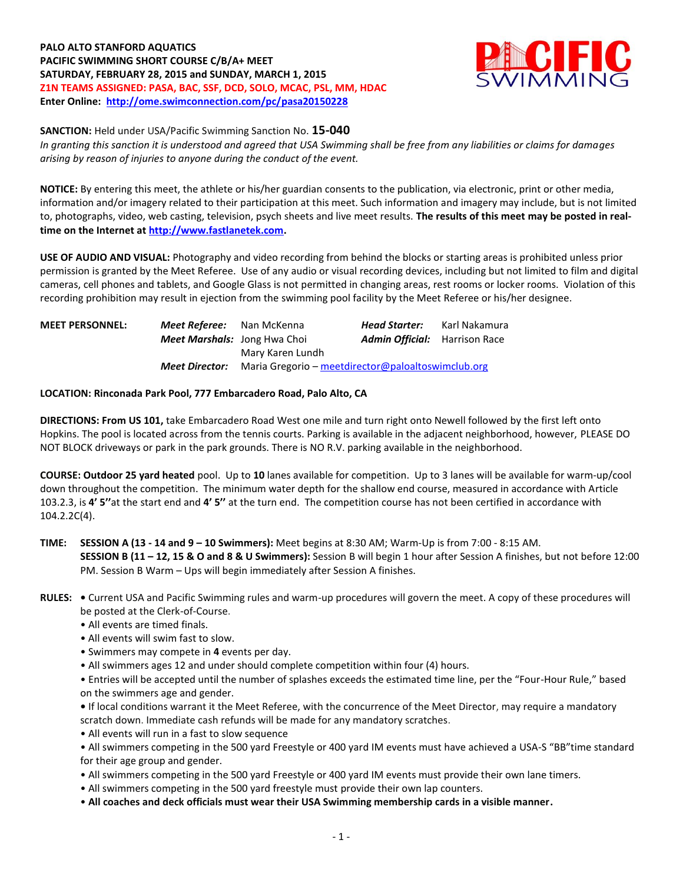**PALO ALTO STANFORD AQUATICS**
**PACIFIC SWIMMING SHORT COURSE C/B/A+ MEET**
**SATURDAY, FEBRUARY 28, 2015 and SUNDAY, MARCH 1, 2015**
**Z1N TEAMS ASSIGNED: PASA, BAC, SSF, DCD, SOLO, MCAC, PSL, MM, HDAC**
**Enter Online: http://ome.swimconnection.com/pc/pasa20150228**

**SANCTION:** Held under USA/Pacific Swimming Sanction No. **15-040**
*In granting this sanction it is understood and agreed that USA Swimming shall be free from any liabilities or claims for damages arising by reason of injuries to anyone during the conduct of the event.*

**NOTICE:** By entering this meet, the athlete or his/her guardian consents to the publication, via electronic, print or other media, information and/or imagery related to their participation at this meet. Such information and imagery may include, but is not limited to, photographs, video, web casting, television, psych sheets and live meet results. **The results of this meet may be posted in real-time on the Internet at http://www.fastlanetek.com.**

**USE OF AUDIO AND VISUAL:** Photography and video recording from behind the blocks or starting areas is prohibited unless prior permission is granted by the Meet Referee. Use of any audio or visual recording devices, including but not limited to film and digital cameras, cell phones and tablets, and Google Glass is not permitted in changing areas, rest rooms or locker rooms. Violation of this recording prohibition may result in ejection from the swimming pool facility by the Meet Referee or his/her designee.

**MEET PERSONNEL:**

| | | | | |
|---|---|---|---|---|
| **MEET PERSONNEL:** | ***Meet Referee:*** | Nan McKenna | ***Head Starter:*** | Karl Nakamura |
| | ***Meet Marshals:*** | Jong Hwa Choi | ***Admin Official:*** | Harrison Race |
| | | Mary Karen Lundh | | |
| | ***Meet Director:*** | Maria Gregorio – meetdirector@paloaltoswimclub.org | | |

**LOCATION: Rinconada Park Pool, 777 Embarcadero Road, Palo Alto, CA**

**DIRECTIONS: From US 101,** take Embarcadero Road West one mile and turn right onto Newell followed by the first left onto Hopkins. The pool is located across from the tennis courts. Parking is available in the adjacent neighborhood, however, PLEASE DO NOT BLOCK driveways or park in the park grounds. There is NO R.V. parking available in the neighborhood.

**COURSE: Outdoor 25 yard heated** pool. Up to **10** lanes available for competition. Up to 3 lanes will be available for warm-up/cool down throughout the competition. The minimum water depth for the shallow end course, measured in accordance with Article 103.2.3, is **4' 5''** at the start end and **4' 5''** at the turn end. The competition course has not been certified in accordance with 104.2.2C(4).

**TIME:** **SESSION A (13 - 14 and 9 – 10 Swimmers):** Meet begins at 8:30 AM; Warm-Up is from 7:00 - 8:15 AM.
**SESSION B (11 – 12, 15 & O and 8 & U Swimmers):** Session B will begin 1 hour after Session A finishes, but not before 12:00 PM. Session B Warm – Ups will begin immediately after Session A finishes.

**RULES:**
- Current USA and Pacific Swimming rules and warm-up procedures will govern the meet. A copy of these procedures will be posted at the Clerk-of-Course.
- All events are timed finals.
- All events will swim fast to slow.
- Swimmers may compete in **4** events per day.
- All swimmers ages 12 and under should complete competition within four (4) hours.
- Entries will be accepted until the number of splashes exceeds the estimated time line, per the "Four-Hour Rule," based on the swimmers age and gender.
- If local conditions warrant it the Meet Referee, with the concurrence of the Meet Director, may require a mandatory scratch down. Immediate cash refunds will be made for any mandatory scratches.
- All events will run in a fast to slow sequence
- All swimmers competing in the 500 yard Freestyle or 400 yard IM events must have achieved a USA-S "BB"time standard for their age group and gender.
- All swimmers competing in the 500 yard Freestyle or 400 yard IM events must provide their own lane timers.
- All swimmers competing in the 500 yard freestyle must provide their own lap counters.
- **All coaches and deck officials must wear their USA Swimming membership cards in a visible manner.**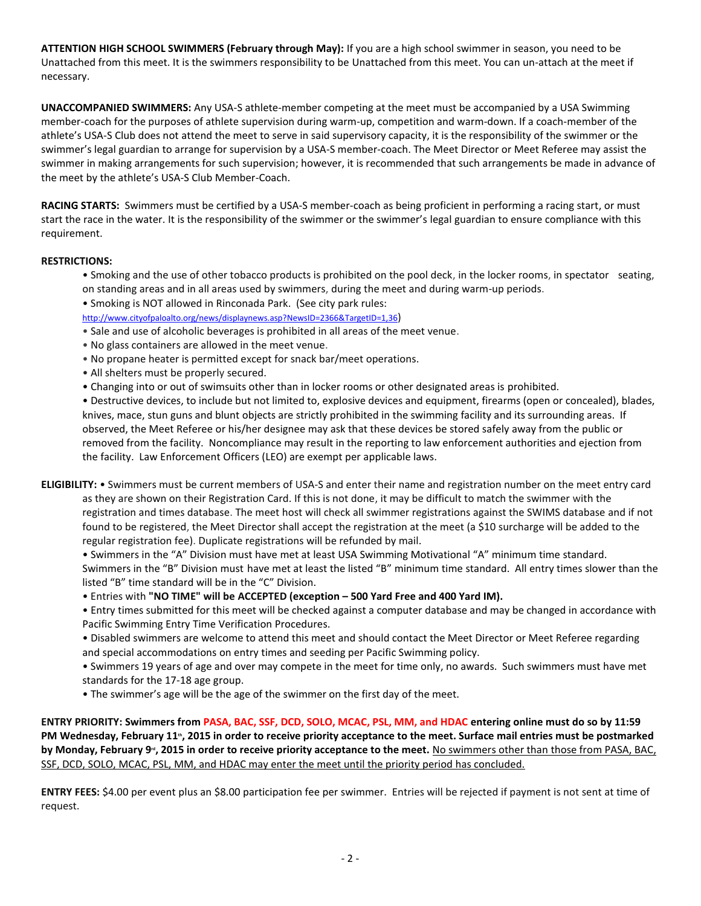**ATTENTION HIGH SCHOOL SWIMMERS (February through May):** If you are a high school swimmer in season, you need to be Unattached from this meet. It is the swimmers responsibility to be Unattached from this meet. You can un-attach at the meet if necessary.

**UNACCOMPANIED SWIMMERS:** Any USA-S athlete-member competing at the meet must be accompanied by a USA Swimming member-coach for the purposes of athlete supervision during warm-up, competition and warm-down. If a coach-member of the athlete's USA-S Club does not attend the meet to serve in said supervisory capacity, it is the responsibility of the swimmer or the swimmer's legal guardian to arrange for supervision by a USA-S member-coach. The Meet Director or Meet Referee may assist the swimmer in making arrangements for such supervision; however, it is recommended that such arrangements be made in advance of the meet by the athlete's USA-S Club Member-Coach.

**RACING STARTS:** Swimmers must be certified by a USA-S member-coach as being proficient in performing a racing start, or must start the race in the water. It is the responsibility of the swimmer or the swimmer's legal guardian to ensure compliance with this requirement.

**RESTRICTIONS:**

- Smoking and the use of other tobacco products is prohibited on the pool deck, in the locker rooms, in spectator seating, on standing areas and in all areas used by swimmers, during the meet and during warm-up periods.
- Smoking is NOT allowed in Rinconada Park. (See city park rules: http://www.cityofpaloalto.org/news/displaynews.asp?NewsID=2366&TargetID=1,36)
- Sale and use of alcoholic beverages is prohibited in all areas of the meet venue.
- No glass containers are allowed in the meet venue.
- No propane heater is permitted except for snack bar/meet operations.
- All shelters must be properly secured.
- Changing into or out of swimsuits other than in locker rooms or other designated areas is prohibited.
- Destructive devices, to include but not limited to, explosive devices and equipment, firearms (open or concealed), blades, knives, mace, stun guns and blunt objects are strictly prohibited in the swimming facility and its surrounding areas. If observed, the Meet Referee or his/her designee may ask that these devices be stored safely away from the public or removed from the facility. Noncompliance may result in the reporting to law enforcement authorities and ejection from the facility. Law Enforcement Officers (LEO) are exempt per applicable laws.

**ELIGIBILITY:**

- Swimmers must be current members of USA-S and enter their name and registration number on the meet entry card as they are shown on their Registration Card. If this is not done, it may be difficult to match the swimmer with the registration and times database. The meet host will check all swimmer registrations against the SWIMS database and if not found to be registered, the Meet Director shall accept the registration at the meet (a $10 surcharge will be added to the regular registration fee). Duplicate registrations will be refunded by mail.
- Swimmers in the "A" Division must have met at least USA Swimming Motivational "A" minimum time standard. Swimmers in the "B" Division must have met at least the listed "B" minimum time standard. All entry times slower than the listed "B" time standard will be in the "C" Division.
- Entries with **"NO TIME" will be ACCEPTED (exception – 500 Yard Free and 400 Yard IM).**
- Entry times submitted for this meet will be checked against a computer database and may be changed in accordance with Pacific Swimming Entry Time Verification Procedures.
- Disabled swimmers are welcome to attend this meet and should contact the Meet Director or Meet Referee regarding and special accommodations on entry times and seeding per Pacific Swimming policy.
- Swimmers 19 years of age and over may compete in the meet for time only, no awards. Such swimmers must have met standards for the 17-18 age group.
- The swimmer's age will be the age of the swimmer on the first day of the meet.

**ENTRY PRIORITY: Swimmers from PASA, BAC, SSF, DCD, SOLO, MCAC, PSL, MM, and HDAC entering online must do so by 11:59 PM Wednesday, February 11th, 2015 in order to receive priority acceptance to the meet. Surface mail entries must be postmarked by Monday, February 9rd, 2015 in order to receive priority acceptance to the meet.** No swimmers other than those from PASA, BAC, SSF, DCD, SOLO, MCAC, PSL, MM, and HDAC may enter the meet until the priority period has concluded.

**ENTRY FEES:** $4.00 per event plus an $8.00 participation fee per swimmer. Entries will be rejected if payment is not sent at time of request.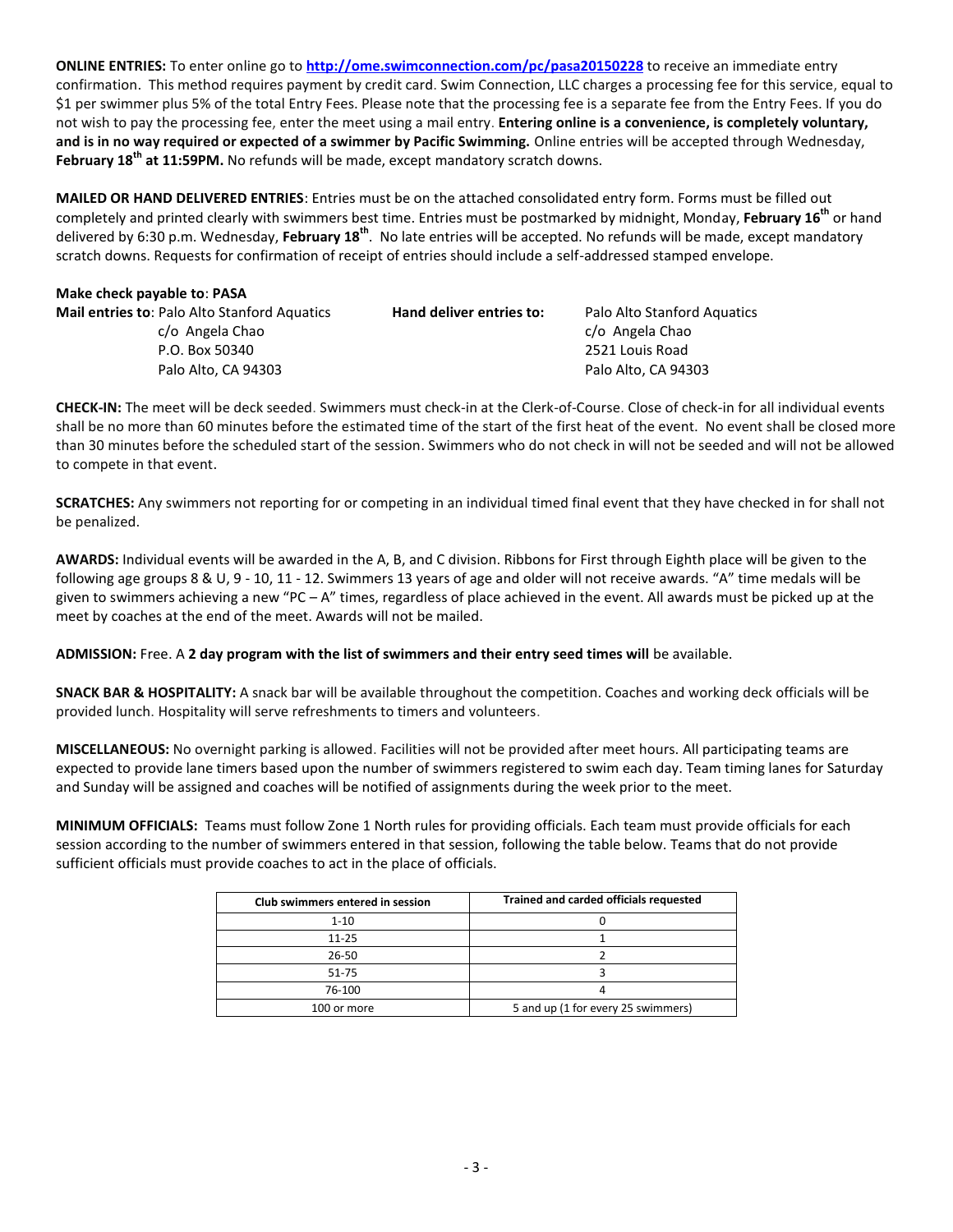**ONLINE ENTRIES:** To enter online go to **http://ome.swimconnection.com/pc/pasa20150228** to receive an immediate entry confirmation. This method requires payment by credit card. Swim Connection, LLC charges a processing fee for this service, equal to $1 per swimmer plus 5% of the total Entry Fees. Please note that the processing fee is a separate fee from the Entry Fees. If you do not wish to pay the processing fee, enter the meet using a mail entry. **Entering online is a convenience, is completely voluntary, and is in no way required or expected of a swimmer by Pacific Swimming.** Online entries will be accepted through Wednesday, **February 18th at 11:59PM.** No refunds will be made, except mandatory scratch downs.

**MAILED OR HAND DELIVERED ENTRIES**: Entries must be on the attached consolidated entry form. Forms must be filled out completely and printed clearly with swimmers best time. Entries must be postmarked by midnight, Monday, **February 16th** or hand delivered by 6:30 p.m. Wednesday, **February 18th**. No late entries will be accepted. No refunds will be made, except mandatory scratch downs. Requests for confirmation of receipt of entries should include a self-addressed stamped envelope.

**Make check payable to**: **PASA**

**Mail entries to**: Palo Alto Stanford Aquatics
c/o Angela Chao
P.O. Box 50340
Palo Alto, CA 94303

**Hand deliver entries to:** Palo Alto Stanford Aquatics
c/o Angela Chao
2521 Louis Road
Palo Alto, CA 94303

**CHECK-IN:** The meet will be deck seeded. Swimmers must check-in at the Clerk-of-Course. Close of check-in for all individual events shall be no more than 60 minutes before the estimated time of the start of the first heat of the event. No event shall be closed more than 30 minutes before the scheduled start of the session. Swimmers who do not check in will not be seeded and will not be allowed to compete in that event.

**SCRATCHES:** Any swimmers not reporting for or competing in an individual timed final event that they have checked in for shall not be penalized.

**AWARDS:** Individual events will be awarded in the A, B, and C division. Ribbons for First through Eighth place will be given to the following age groups 8 & U, 9 - 10, 11 - 12. Swimmers 13 years of age and older will not receive awards. "A" time medals will be given to swimmers achieving a new "PC – A" times, regardless of place achieved in the event. All awards must be picked up at the meet by coaches at the end of the meet. Awards will not be mailed.

**ADMISSION:** Free. A **2 day program with the list of swimmers and their entry seed times will** be available.

**SNACK BAR & HOSPITALITY:** A snack bar will be available throughout the competition. Coaches and working deck officials will be provided lunch. Hospitality will serve refreshments to timers and volunteers.

**MISCELLANEOUS:** No overnight parking is allowed. Facilities will not be provided after meet hours. All participating teams are expected to provide lane timers based upon the number of swimmers registered to swim each day. Team timing lanes for Saturday and Sunday will be assigned and coaches will be notified of assignments during the week prior to the meet.

**MINIMUM OFFICIALS:** Teams must follow Zone 1 North rules for providing officials. Each team must provide officials for each session according to the number of swimmers entered in that session, following the table below. Teams that do not provide sufficient officials must provide coaches to act in the place of officials.

| Club swimmers entered in session | Trained and carded officials requested |
|---|---|
| 1-10 | 0 |
| 11-25 | 1 |
| 26-50 | 2 |
| 51-75 | 3 |
| 76-100 | 4 |
| 100 or more | 5 and up (1 for every 25 swimmers) |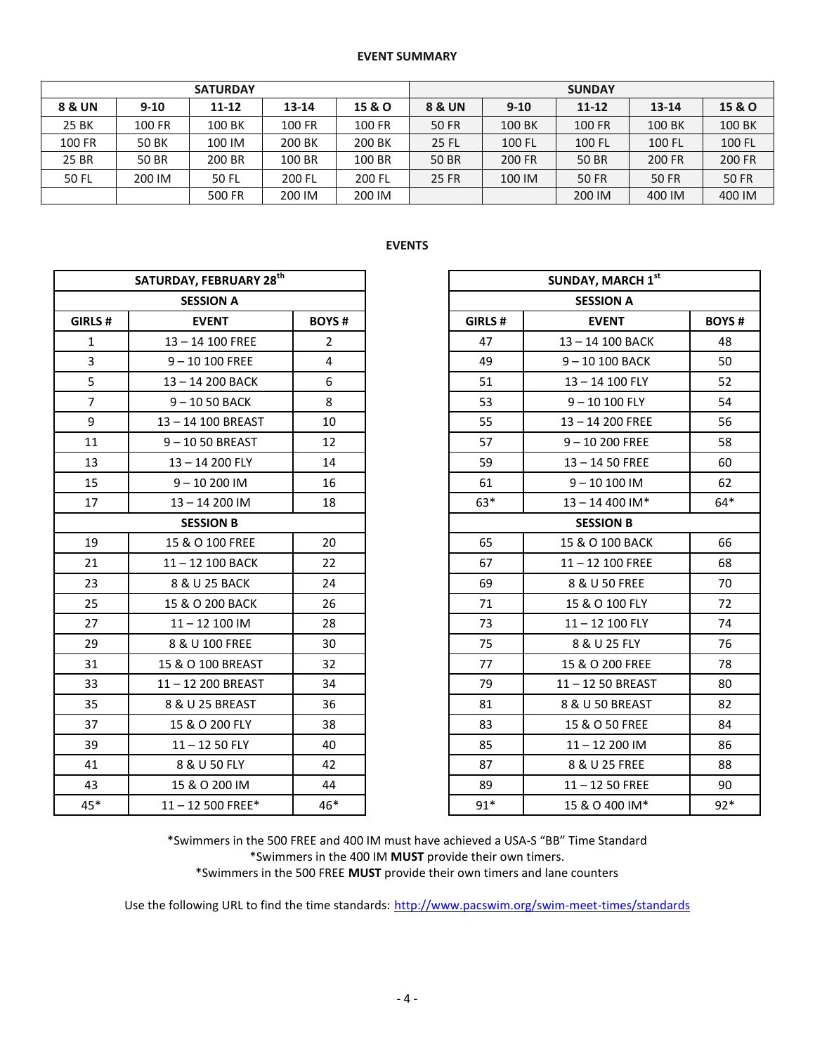**EVENT SUMMARY**

| SATURDAY | | | | | SUNDAY | | | | |
|---|---|---|---|---|---|---|---|---|---|
| **8 & UN** | **9-10** | **11-12** | **13-14** | **15 & O** | **8 & UN** | **9-10** | **11-12** | **13-14** | **15 & O** |
| 25 BK | 100 FR | 100 BK | 100 FR | 100 FR | 50 FR | 100 BK | 100 FR | 100 BK | 100 BK |
| 100 FR | 50 BK | 100 IM | 200 BK | 200 BK | 25 FL | 100 FL | 100 FL | 100 FL | 100 FL |
| 25 BR | 50 BR | 200 BR | 100 BR | 100 BR | 50 BR | 200 FR | 50 BR | 200 FR | 200 FR |
| 50 FL | 200 IM | 50 FL | 200 FL | 200 FL | 25 FR | 100 IM | 50 FR | 50 FR | 50 FR |
| | | 500 FR | 200 IM | 200 IM | | | 200 IM | 400 IM | 400 IM |

**EVENTS**

| SATURDAY, FEBRUARY 28th | | |
|---|---|---|
| **SESSION A** | | |
| **GIRLS #** | **EVENT** | **BOYS #** |
| 1 | 13 – 14 100 FREE | 2 |
| 3 | 9 – 10 100 FREE | 4 |
| 5 | 13 – 14 200 BACK | 6 |
| 7 | 9 – 10 50 BACK | 8 |
| 9 | 13 – 14 100 BREAST | 10 |
| 11 | 9 – 10 50 BREAST | 12 |
| 13 | 13 – 14 200 FLY | 14 |
| 15 | 9 – 10 200 IM | 16 |
| 17 | 13 – 14 200 IM | 18 |
| **SESSION B** | | |
| 19 | 15 & O 100 FREE | 20 |
| 21 | 11 – 12 100 BACK | 22 |
| 23 | 8 & U 25 BACK | 24 |
| 25 | 15 & O 200 BACK | 26 |
| 27 | 11 – 12 100 IM | 28 |
| 29 | 8 & U 100 FREE | 30 |
| 31 | 15 & O 100 BREAST | 32 |
| 33 | 11 – 12 200 BREAST | 34 |
| 35 | 8 & U 25 BREAST | 36 |
| 37 | 15 & O 200 FLY | 38 |
| 39 | 11 – 12 50 FLY | 40 |
| 41 | 8 & U 50 FLY | 42 |
| 43 | 15 & O 200 IM | 44 |
| 45* | 11 – 12 500 FREE* | 46* |

| SUNDAY, MARCH 1st | | |
|---|---|---|
| **SESSION A** | | |
| **GIRLS #** | **EVENT** | **BOYS #** |
| 47 | 13 – 14 100 BACK | 48 |
| 49 | 9 – 10 100 BACK | 50 |
| 51 | 13 – 14 100 FLY | 52 |
| 53 | 9 – 10 100 FLY | 54 |
| 55 | 13 – 14 200 FREE | 56 |
| 57 | 9 – 10 200 FREE | 58 |
| 59 | 13 – 14 50 FREE | 60 |
| 61 | 9 – 10 100 IM | 62 |
| 63* | 13 – 14 400 IM* | 64* |
| **SESSION B** | | |
| 65 | 15 & O 100 BACK | 66 |
| 67 | 11 – 12 100 FREE | 68 |
| 69 | 8 & U 50 FREE | 70 |
| 71 | 15 & O 100 FLY | 72 |
| 73 | 11 – 12 100 FLY | 74 |
| 75 | 8 & U 25 FLY | 76 |
| 77 | 15 & O 200 FREE | 78 |
| 79 | 11 – 12 50 BREAST | 80 |
| 81 | 8 & U 50 BREAST | 82 |
| 83 | 15 & O 50 FREE | 84 |
| 85 | 11 – 12 200 IM | 86 |
| 87 | 8 & U 25 FREE | 88 |
| 89 | 11 – 12 50 FREE | 90 |
| 91* | 15 & O 400 IM* | 92* |

*Swimmers in the 500 FREE and 400 IM must have achieved a USA-S "BB" Time Standard
*Swimmers in the 400 IM **MUST** provide their own timers.
*Swimmers in the 500 FREE **MUST** provide their own timers and lane counters

Use the following URL to find the time standards: http://www.pacswim.org/swim-meet-times/standards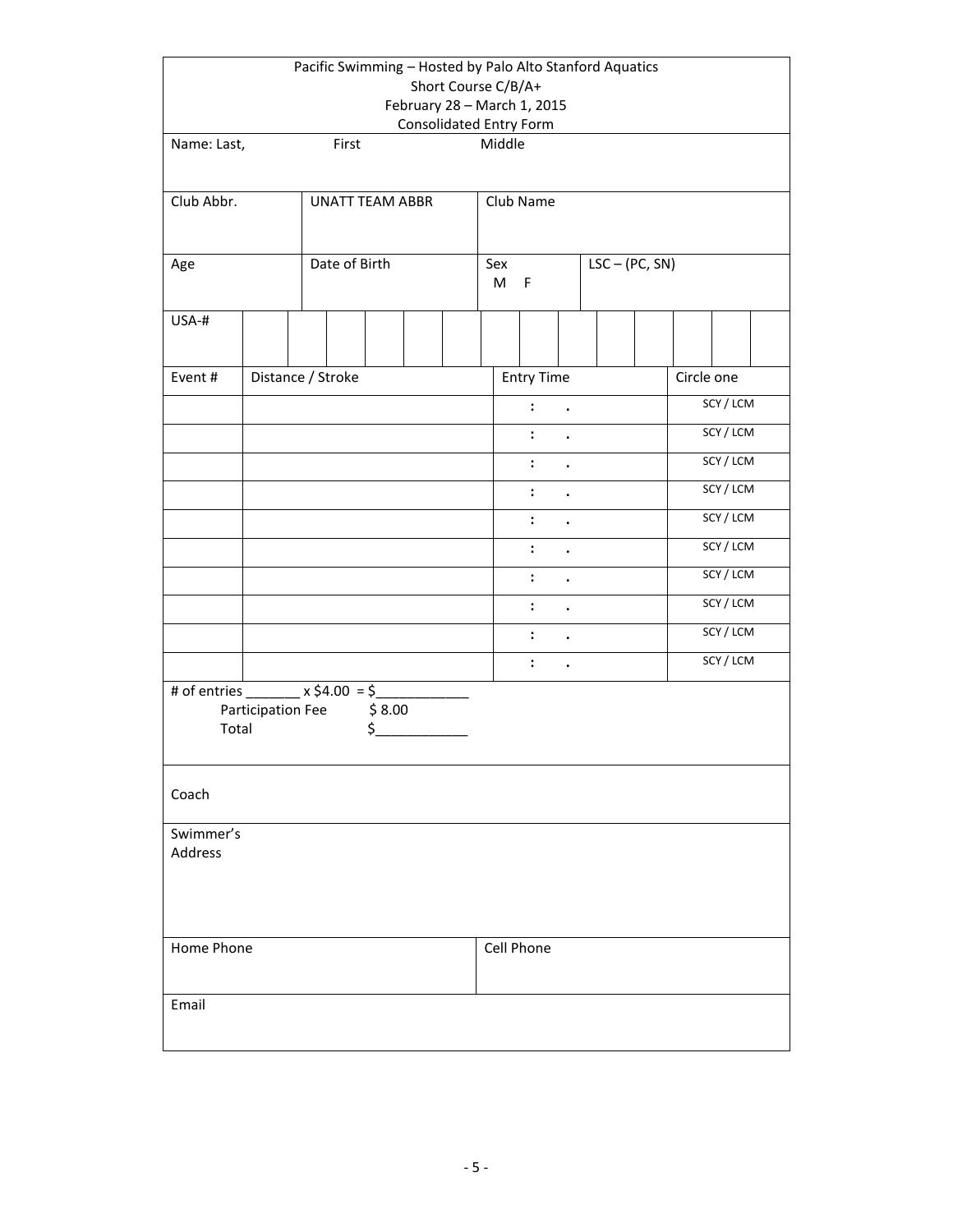Pacific Swimming – Hosted by Palo Alto Stanford Aquatics
Short Course C/B/A+
February 28 – March 1, 2015
Consolidated Entry Form

| Name: Last, | First | Middle |
|---|---|---|
| | | |

| Club Abbr. | UNATT TEAM ABBR | Club Name |
|---|---|---|
| | | |

| Age | Date of Birth | Sex M F | LSC – (PC, SN) |
|---|---|---|---|
| | | | |

| USA-# | | | | | | | | | | | | | | |
|---|---|---|---|---|---|---|---|---|---|---|---|---|---|---|
| | | | | | | | | | | | | | | |

| Event # | Distance / Stroke | Entry Time | Circle one |
|---|---|---|---|
| | | : . | SCY / LCM |
| | | : . | SCY / LCM |
| | | : . | SCY / LCM |
| | | : . | SCY / LCM |
| | | : . | SCY / LCM |
| | | : . | SCY / LCM |
| | | : . | SCY / LCM |
| | | : . | SCY / LCM |
| | | : . | SCY / LCM |
| | | : . | SCY / LCM |

# of entries _______ x $4.00 = $____________
Participation Fee $ 8.00
Total $____________

Coach

Swimmer's Address

| Home Phone | Cell Phone |
|---|---|
| | |

Email